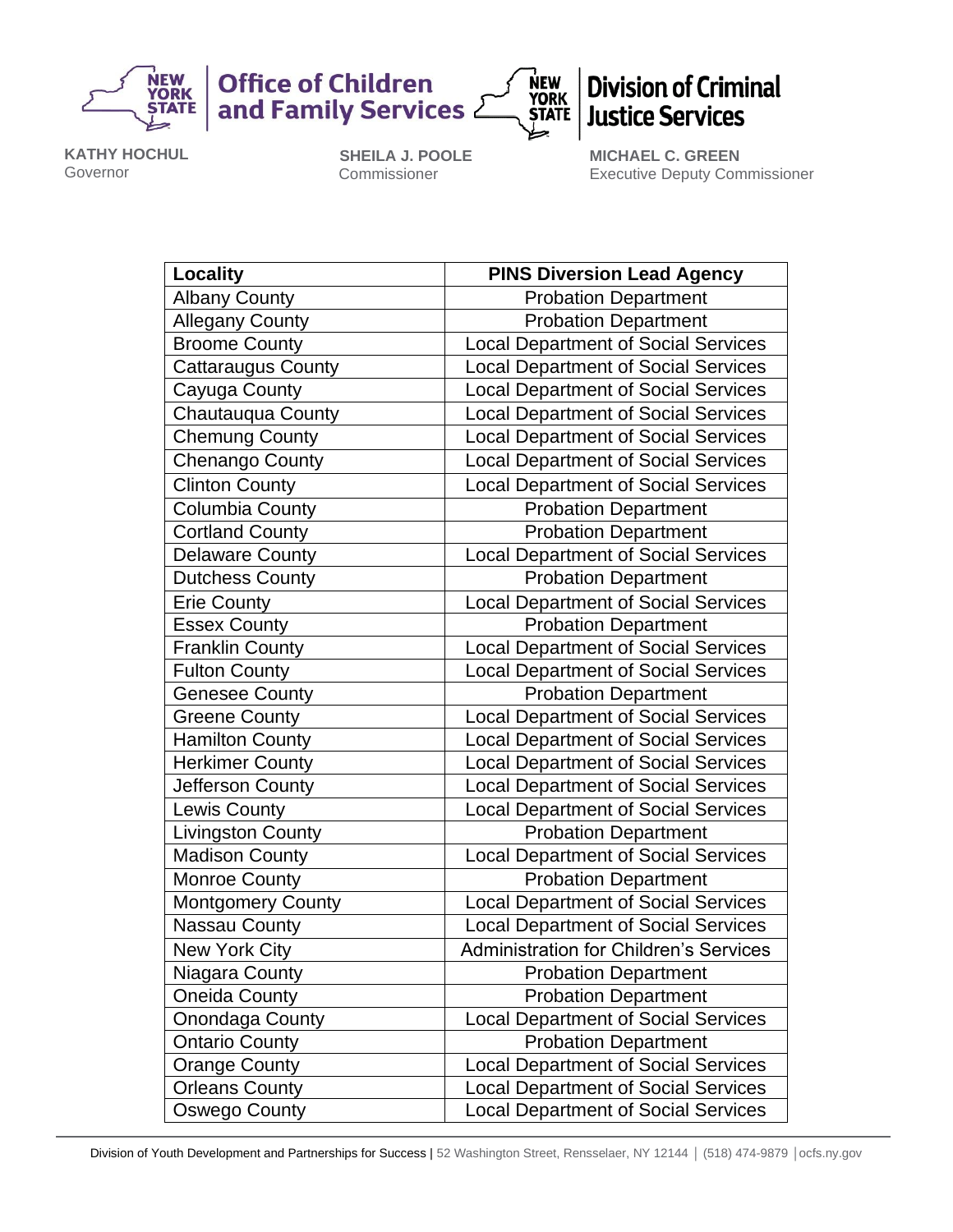**Office of Children and Family Services** | **Division of Criminal Justice Services**

**KATHY HOCHUL**
Governor

**SHEILA J. POOLE**
Commissioner

**MICHAEL C. GREEN**
Executive Deputy Commissioner

| Locality | PINS Diversion Lead Agency |
|---|---|
| Albany County | Probation Department |
| Allegany County | Probation Department |
| Broome County | Local Department of Social Services |
| Cattaraugus County | Local Department of Social Services |
| Cayuga County | Local Department of Social Services |
| Chautauqua County | Local Department of Social Services |
| Chemung County | Local Department of Social Services |
| Chenango County | Local Department of Social Services |
| Clinton County | Local Department of Social Services |
| Columbia County | Probation Department |
| Cortland County | Probation Department |
| Delaware County | Local Department of Social Services |
| Dutchess County | Probation Department |
| Erie County | Local Department of Social Services |
| Essex County | Probation Department |
| Franklin County | Local Department of Social Services |
| Fulton County | Local Department of Social Services |
| Genesee County | Probation Department |
| Greene County | Local Department of Social Services |
| Hamilton County | Local Department of Social Services |
| Herkimer County | Local Department of Social Services |
| Jefferson County | Local Department of Social Services |
| Lewis County | Local Department of Social Services |
| Livingston County | Probation Department |
| Madison County | Local Department of Social Services |
| Monroe County | Probation Department |
| Montgomery County | Local Department of Social Services |
| Nassau County | Local Department of Social Services |
| New York City | Administration for Children's Services |
| Niagara County | Probation Department |
| Oneida County | Probation Department |
| Onondaga County | Local Department of Social Services |
| Ontario County | Probation Department |
| Orange County | Local Department of Social Services |
| Orleans County | Local Department of Social Services |
| Oswego County | Local Department of Social Services |

Division of Youth Development and Partnerships for Success | 52 Washington Street, Rensselaer, NY 12144 | (518) 474-9879 | ocfs.ny.gov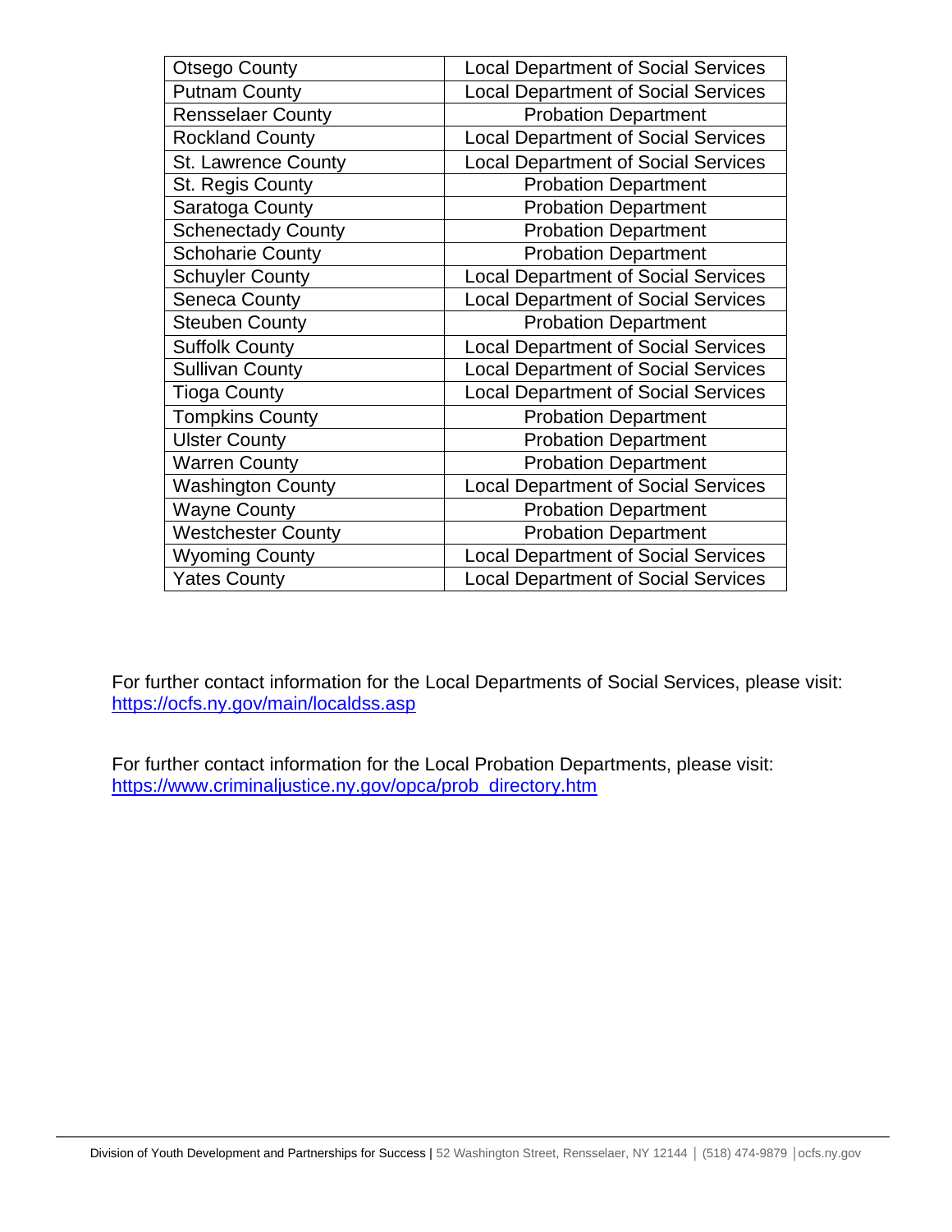| | |
|---|---|
| Otsego County | Local Department of Social Services |
| Putnam County | Local Department of Social Services |
| Rensselaer County | Probation Department |
| Rockland County | Local Department of Social Services |
| St. Lawrence County | Local Department of Social Services |
| St. Regis County | Probation Department |
| Saratoga County | Probation Department |
| Schenectady County | Probation Department |
| Schoharie County | Probation Department |
| Schuyler County | Local Department of Social Services |
| Seneca County | Local Department of Social Services |
| Steuben County | Probation Department |
| Suffolk County | Local Department of Social Services |
| Sullivan County | Local Department of Social Services |
| Tioga County | Local Department of Social Services |
| Tompkins County | Probation Department |
| Ulster County | Probation Department |
| Warren County | Probation Department |
| Washington County | Local Department of Social Services |
| Wayne County | Probation Department |
| Westchester County | Probation Department |
| Wyoming County | Local Department of Social Services |
| Yates County | Local Department of Social Services |

For further contact information for the Local Departments of Social Services, please visit: https://ocfs.ny.gov/main/localdss.asp

For further contact information for the Local Probation Departments, please visit: https://www.criminaljustice.ny.gov/opca/prob_directory.htm